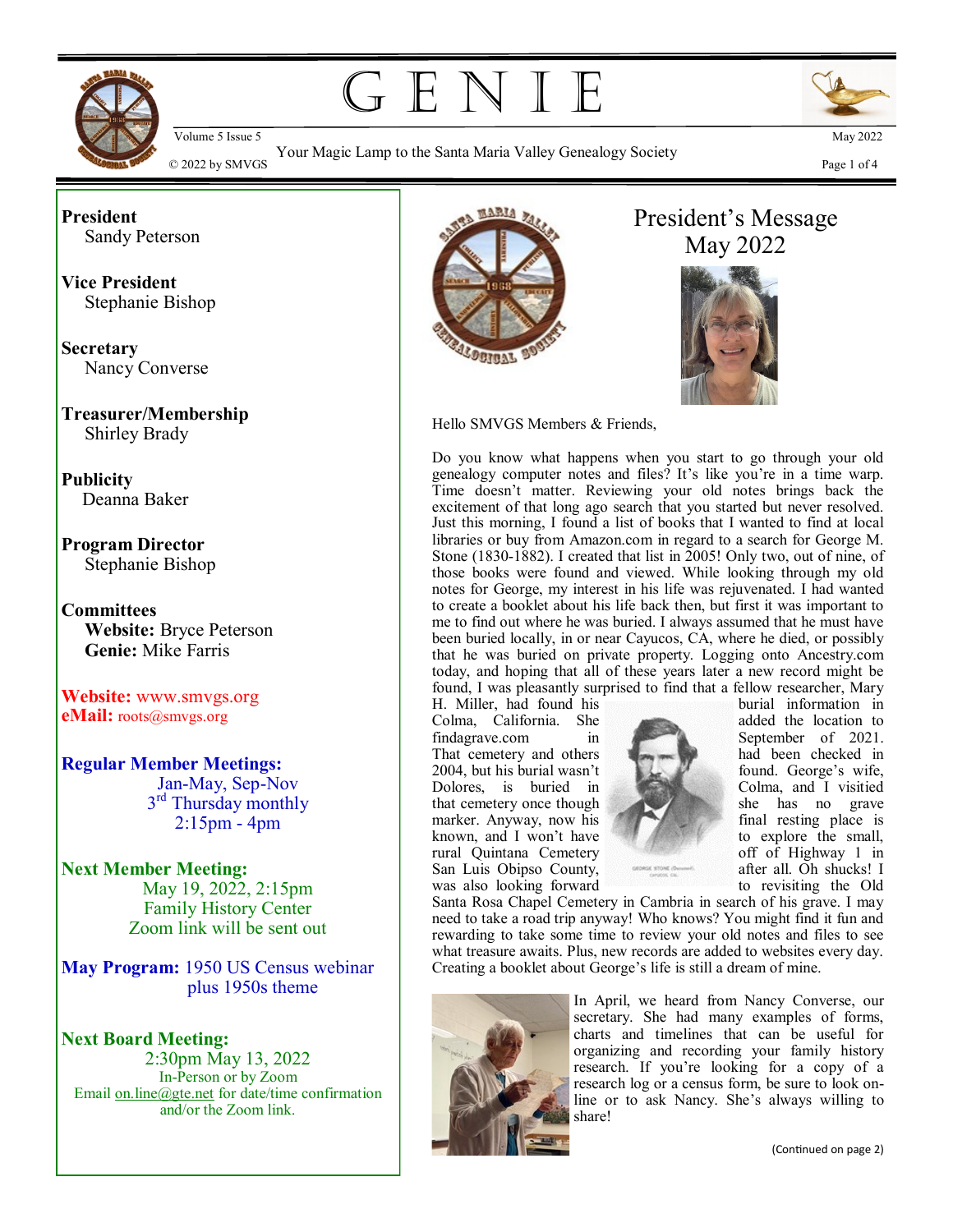# GENIE

Your Magic Lamp to the Santa Maria Valley Genealogy Society

© 2022 by SMVGS

**President**
Sandy Peterson

**Vice President**
Stephanie Bishop

**Secretary**
Nancy Converse

**Treasurer/Membership**
Shirley Brady

**Publicity**
Deanna Baker

**Program Director**
Stephanie Bishop

**Committees**
**Website:** Bryce Peterson
**Genie:** Mike Farris

**Website:** www.smvgs.org
**eMail:** roots@smvgs.org

**Regular Member Meetings:**
Jan-May, Sep-Nov
3rd Thursday monthly
2:15pm - 4pm

**Next Member Meeting:**
May 19, 2022, 2:15pm
Family History Center
Zoom link will be sent out

**May Program:** 1950 US Census webinar plus 1950s theme

**Next Board Meeting:**
2:30pm May 13, 2022
In-Person or by Zoom
Email on.line@gte.net for date/time confirmation and/or the Zoom link.

## President's Message May 2022

Hello SMVGS Members & Friends,

Do you know what happens when you start to go through your old genealogy computer notes and files? It's like you're in a time warp. Time doesn't matter. Reviewing your old notes brings back the excitement of that long ago search that you started but never resolved. Just this morning, I found a list of books that I wanted to find at local libraries or buy from Amazon.com in regard to a search for George M. Stone (1830-1882). I created that list in 2005! Only two, out of nine, of those books were found and viewed. While looking through my old notes for George, my interest in his life was rejuvenated. I had wanted to create a booklet about his life back then, but first it was important to me to find out where he was buried. I always assumed that he must have been buried locally, in or near Cayucos, CA, where he died, or possibly that he was buried on private property. Logging onto Ancestry.com today, and hoping that all of these years later a new record might be found, I was pleasantly surprised to find that a fellow researcher, Mary H. Miller, had found his burial information in Colma, California. She added the location to findagrave.com in September of 2021. That cemetery and others had been checked in 2004, but his burial wasn't found. George's wife, Dolores, is buried in Colma, and I visited that cemetery once though she has no grave marker. Anyway, now his final resting place is known, and I won't have to explore the small, rural Quintana Cemetery off of Highway 1 in San Luis Obipso County, after all. Oh shucks! I was also looking forward to revisiting the Old Santa Rosa Chapel Cemetery in Cambria in search of his grave. I may need to take a road trip anyway! Who knows? You might find it fun and rewarding to take some time to review your old notes and files to see what treasure awaits. Plus, new records are added to websites every day. Creating a booklet about George's life is still a dream of mine.

GEORGE STONE (Deceased) CAYUCOS, CAL.

In April, we heard from Nancy Converse, our secretary. She had many examples of forms, charts and timelines that can be useful for organizing and recording your family history research. If you're looking for a copy of a research log or a census form, be sure to look online or to ask Nancy. She's always willing to share!

(Continued on page 2)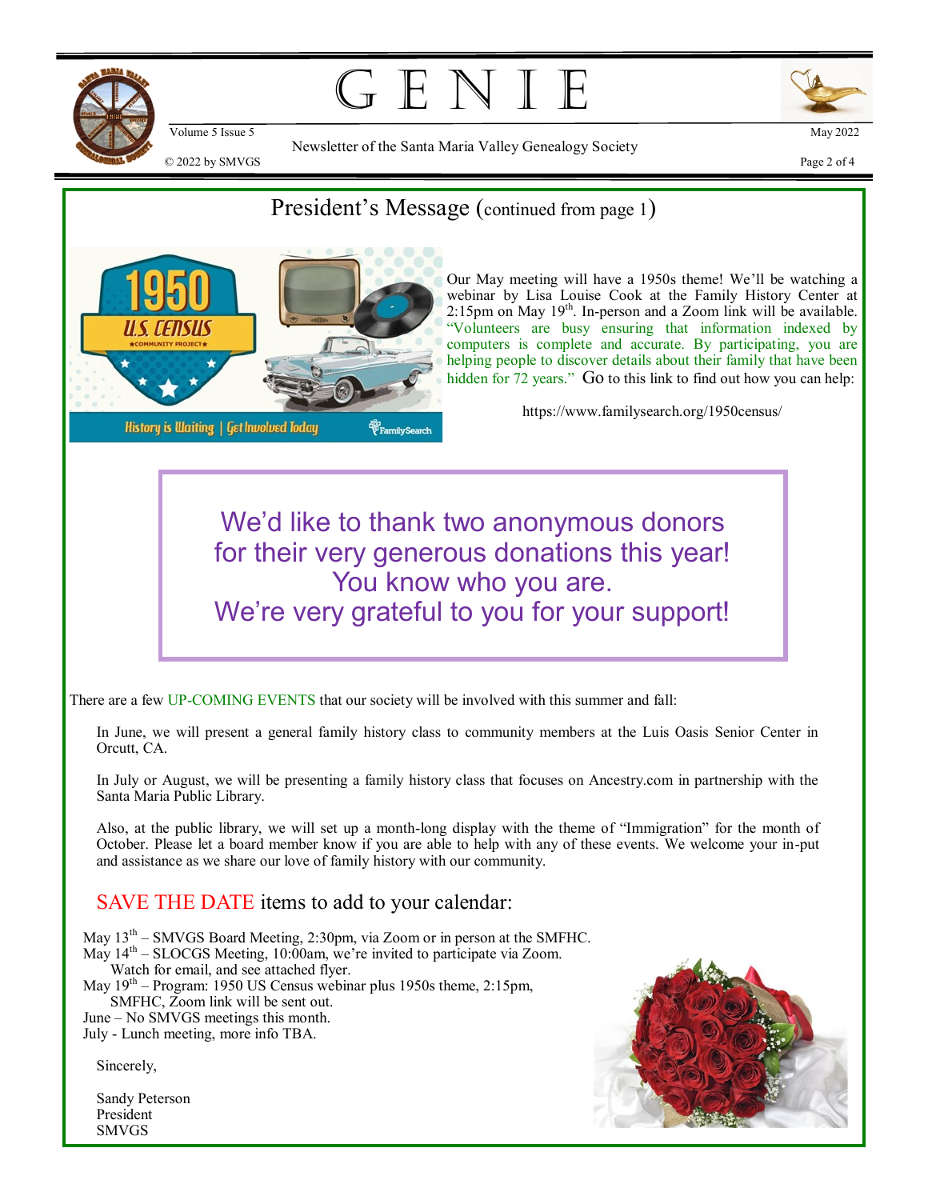## President's Message (continued from page 1)

Our May meeting will have a 1950s theme! We'll be watching a webinar by Lisa Louise Cook at the Family History Center at 2:15pm on May 19th. In-person and a Zoom link will be available. "Volunteers are busy ensuring that information indexed by computers is complete and accurate. By participating, you are helping people to discover details about their family that have been hidden for 72 years." Go to this link to find out how you can help:

https://www.familysearch.org/1950census/

> We'd like to thank two anonymous donors for their very generous donations this year!
> You know who you are.
> We're very grateful to you for your support!

There are a few UP-COMING EVENTS that our society will be involved with this summer and fall:

In June, we will present a general family history class to community members at the Luis Oasis Senior Center in Orcutt, CA.

In July or August, we will be presenting a family history class that focuses on Ancestry.com in partnership with the Santa Maria Public Library.

Also, at the public library, we will set up a month-long display with the theme of "Immigration" for the month of October. Please let a board member know if you are able to help with any of these events. We welcome your in-put and assistance as we share our love of family history with our community.

### SAVE THE DATE items to add to your calendar:

May 13th – SMVGS Board Meeting, 2:30pm, via Zoom or in person at the SMFHC.
May 14th – SLOCGS Meeting, 10:00am, we're invited to participate via Zoom. Watch for email, and see attached flyer.
May 19th – Program: 1950 US Census webinar plus 1950s theme, 2:15pm, SMFHC, Zoom link will be sent out.
June – No SMVGS meetings this month.
July - Lunch meeting, more info TBA.

Sincerely,

Sandy Peterson
President
SMVGS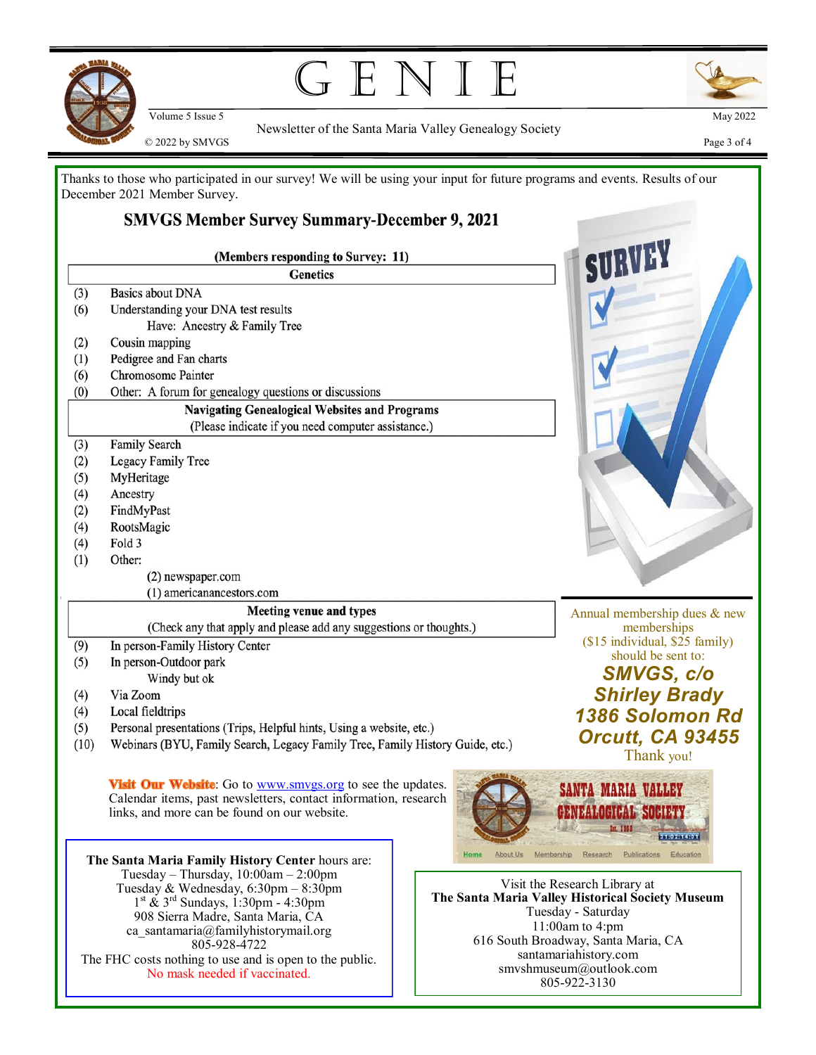Thanks to those who participated in our survey! We will be using your input for future programs and events. Results of our December 2021 Member Survey.

## SMVGS Member Survey Summary-December 9, 2021

**(Members responding to Survey: 11)**

**Genetics**

- (3) Basics about DNA
- (6) Understanding your DNA test results
  - Have: Ancestry & Family Tree
- (2) Cousin mapping
- (1) Pedigree and Fan charts
- (6) Chromosome Painter
- (0) Other: A forum for genealogy questions or discussions

**Navigating Genealogical Websites and Programs**
(Please indicate if you need computer assistance.)

- (3) Family Search
- (2) Legacy Family Tree
- (5) MyHeritage
- (4) Ancestry
- (2) FindMyPast
- (4) RootsMagic
- (4) Fold 3
- (1) Other:
  - (2) newspaper.com
  - (1) americanancestors.com

**Meeting venue and types**
(Check any that apply and please add any suggestions or thoughts.)

- (9) In person-Family History Center
- (5) In person-Outdoor park
  - Windy but ok
- (4) Via Zoom
- (4) Local fieldtrips
- (5) Personal presentations (Trips, Helpful hints, Using a website, etc.)
- (10) Webinars (BYU, Family Search, Legacy Family Tree, Family History Guide, etc.)

Annual membership dues & new memberships ($15 individual, $25 family) should be sent to:

***SMVGS, c/o Shirley Brady 1386 Solomon Rd Orcutt, CA 93455***

Thank you!

**Visit Our Website**: Go to www.smvgs.org to see the updates. Calendar items, past newsletters, contact information, research links, and more can be found on our website.

**The Santa Maria Family History Center** hours are:
Tuesday – Thursday, 10:00am – 2:00pm
Tuesday & Wednesday, 6:30pm – 8:30pm
1st & 3rd Sundays, 1:30pm - 4:30pm
908 Sierra Madre, Santa Maria, CA
ca_santamaria@familyhistorymail.org
805-928-4722
The FHC costs nothing to use and is open to the public.
No mask needed if vaccinated.

Visit the Research Library at
**The Santa Maria Valley Historical Society Museum**
Tuesday - Saturday
11:00am to 4:pm
616 South Broadway, Santa Maria, CA
santamariahistory.com
smvshmuseum@outlook.com
805-922-3130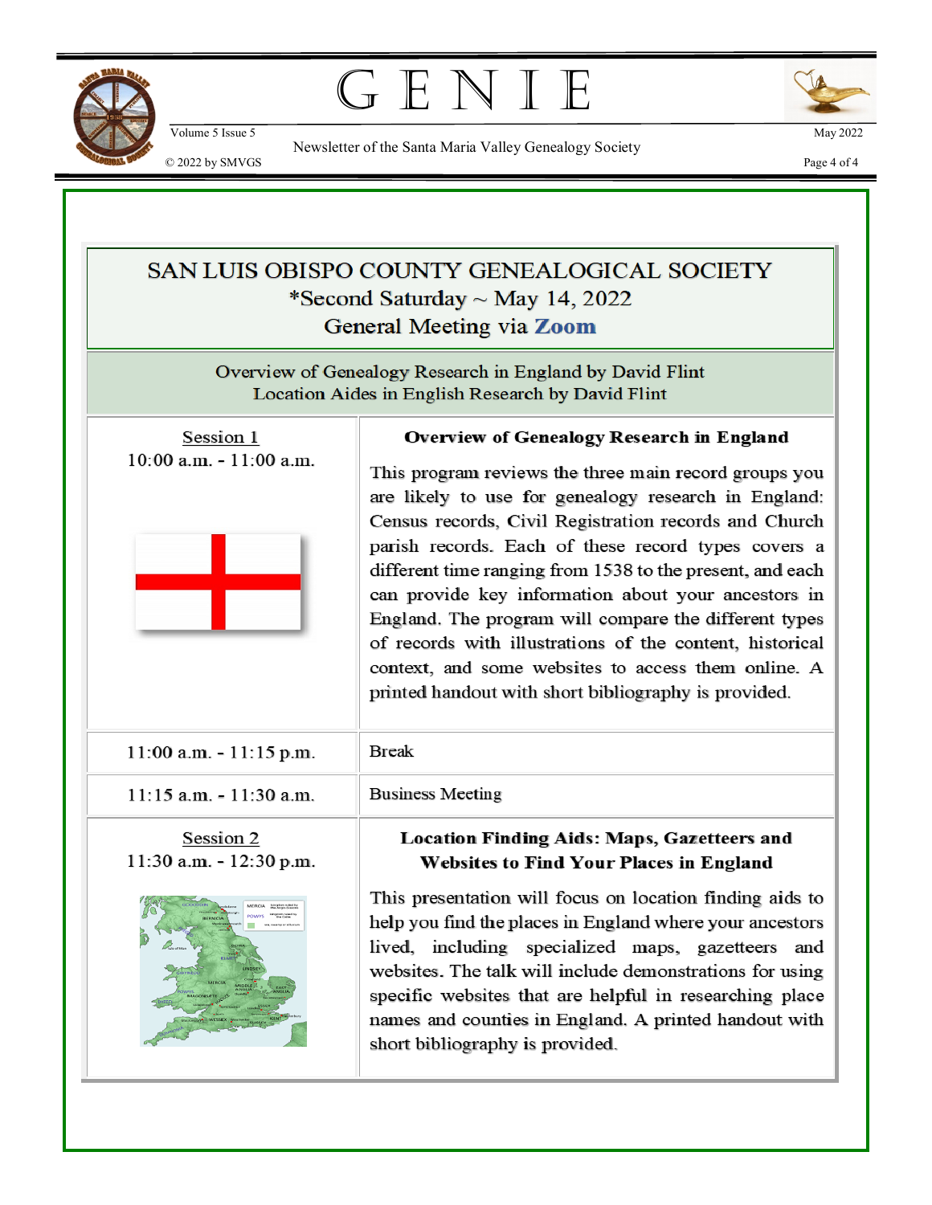# SAN LUIS OBISPO COUNTY GENEALOGICAL SOCIETY

## *Second Saturday ~ May 14, 2022

## General Meeting via **Zoom**

Overview of Genealogy Research in England by David Flint
Location Aides in English Research by David Flint

| | |
|---|---|
| Session 1<br>10:00 a.m. - 11:00 a.m. | **Overview of Genealogy Research in England**<br><br>This program reviews the three main record groups you are likely to use for genealogy research in England: Census records, Civil Registration records and Church parish records. Each of these record types covers a different time ranging from 1538 to the present, and each can provide key information about your ancestors in England. The program will compare the different types of records with illustrations of the content, historical context, and some websites to access them online. A printed handout with short bibliography is provided. |
| 11:00 a.m. - 11:15 p.m. | Break |
| 11:15 a.m. - 11:30 a.m. | Business Meeting |
| Session 2<br>11:30 a.m. - 12:30 p.m. | **Location Finding Aids: Maps, Gazetteers and Websites to Find Your Places in England**<br><br>This presentation will focus on location finding aids to help you find the places in England where your ancestors lived, including specialized maps, gazetteers and websites. The talk will include demonstrations for using specific websites that are helpful in researching place names and counties in England. A printed handout with short bibliography is provided. |